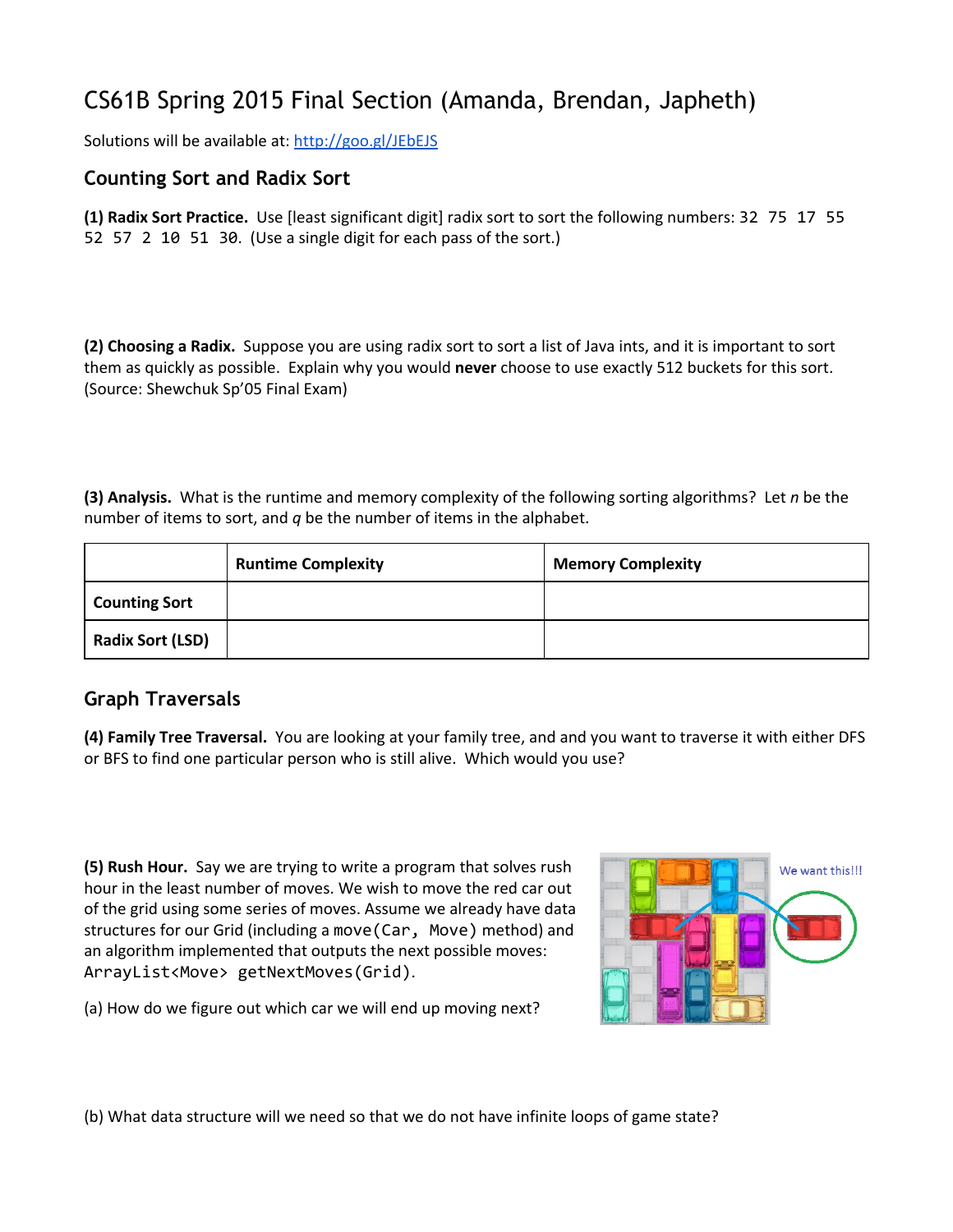# CS61B Spring 2015 Final Section (Amanda, Brendan, Japheth)

Solutions will be available at: http://goo.gl/JEbEJS

## Counting Sort and Radix Sort

**(1) Radix Sort Practice.** Use [least significant digit] radix sort to sort the following numbers: `32 75 17 55 52 57 2 10 51 30`. (Use a single digit for each pass of the sort.)

**(2) Choosing a Radix.** Suppose you are using radix sort to sort a list of Java ints, and it is important to sort them as quickly as possible. Explain why you would **never** choose to use exactly 512 buckets for this sort. (Source: Shewchuk Sp'05 Final Exam)

**(3) Analysis.** What is the runtime and memory complexity of the following sorting algorithms? Let *n* be the number of items to sort, and *q* be the number of items in the alphabet.

| | Runtime Complexity | Memory Complexity |
|---|---|---|
| **Counting Sort** | | |
| **Radix Sort (LSD)** | | |

## Graph Traversals

**(4) Family Tree Traversal.** You are looking at your family tree, and and you want to traverse it with either DFS or BFS to find one particular person who is still alive. Which would you use?

**(5) Rush Hour.** Say we are trying to write a program that solves rush hour in the least number of moves. We wish to move the red car out of the grid using some series of moves. Assume we already have data structures for our Grid (including a `move(Car, Move)` method) and an algorithm implemented that outputs the next possible moves: `ArrayList<Move> getNextMoves(Grid)`.

We want this!!!

(a) How do we figure out which car we will end up moving next?

(b) What data structure will we need so that we do not have infinite loops of game state?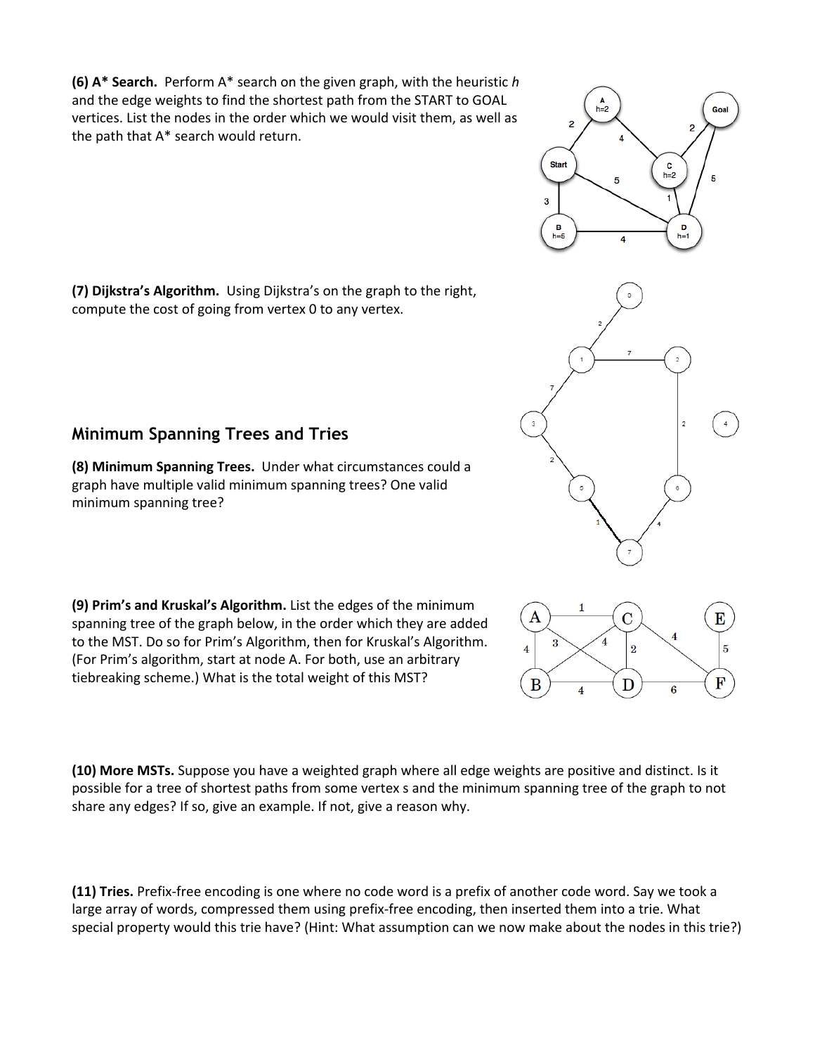**(6) A\* Search.** Perform A\* search on the given graph, with the heuristic *h* and the edge weights to find the shortest path from the START to GOAL vertices. List the nodes in the order which we would visit them, as well as the path that A\* search would return.

**(7) Dijkstra's Algorithm.** Using Dijkstra's on the graph to the right, compute the cost of going from vertex 0 to any vertex.

## Minimum Spanning Trees and Tries

**(8) Minimum Spanning Trees.** Under what circumstances could a graph have multiple valid minimum spanning trees? One valid minimum spanning tree?

**(9) Prim's and Kruskal's Algorithm.** List the edges of the minimum spanning tree of the graph below, in the order which they are added to the MST. Do so for Prim's Algorithm, then for Kruskal's Algorithm. (For Prim's algorithm, start at node A. For both, use an arbitrary tiebreaking scheme.) What is the total weight of this MST?

**(10) More MSTs.** Suppose you have a weighted graph where all edge weights are positive and distinct. Is it possible for a tree of shortest paths from some vertex s and the minimum spanning tree of the graph to not share any edges? If so, give an example. If not, give a reason why.

**(11) Tries.** Prefix-free encoding is one where no code word is a prefix of another code word. Say we took a large array of words, compressed them using prefix-free encoding, then inserted them into a trie. What special property would this trie have? (Hint: What assumption can we now make about the nodes in this trie?)